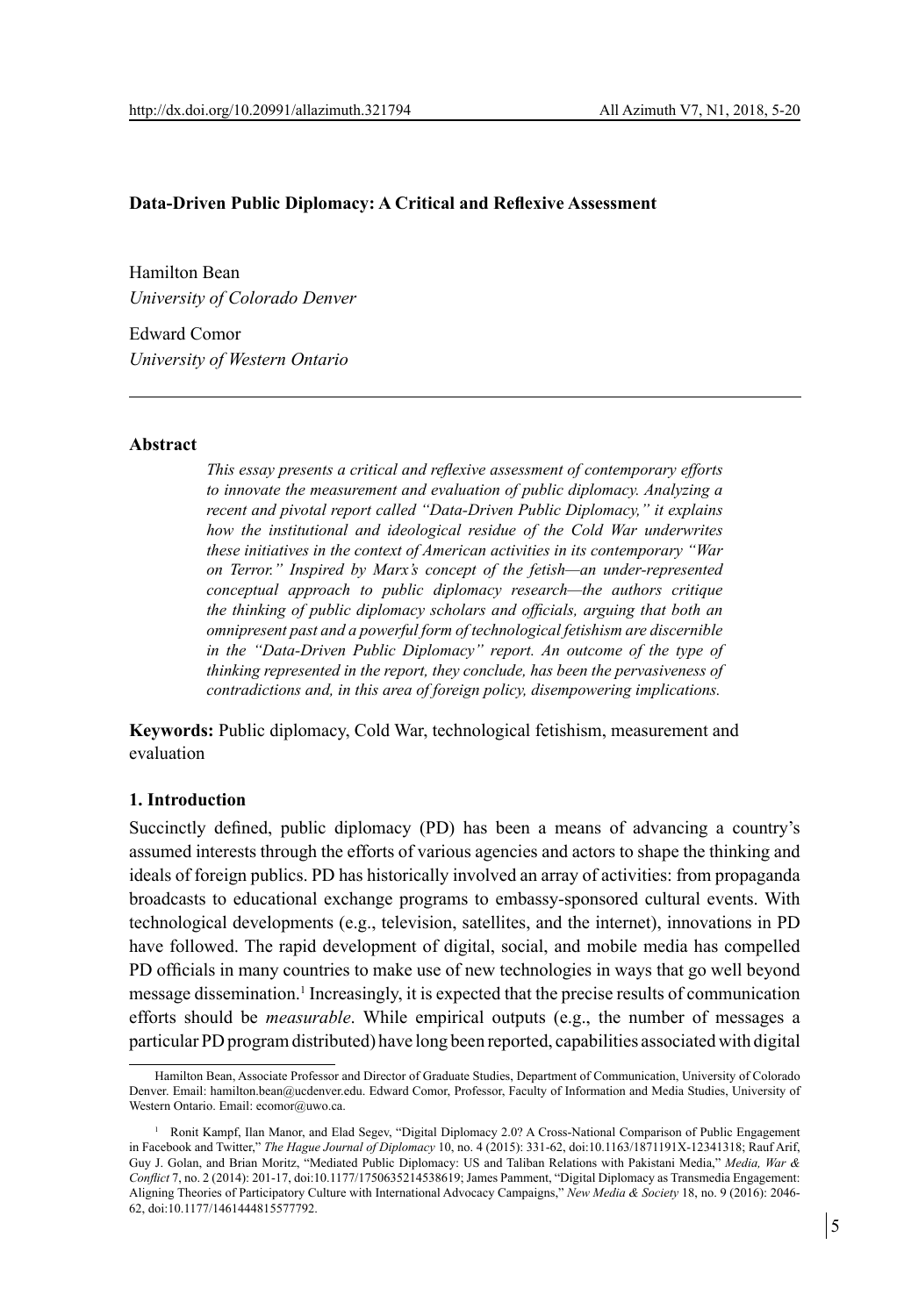**Data-Driven Public Diplomacy: A Critical and Reflexive Assessment**

Hamilton Bean
*University of Colorado Denver*

Edward Comor
*University of Western Ontario*

**Abstract**

*This essay presents a critical and reflexive assessment of contemporary efforts to innovate the measurement and evaluation of public diplomacy. Analyzing a recent and pivotal report called "Data-Driven Public Diplomacy," it explains how the institutional and ideological residue of the Cold War underwrites these initiatives in the context of American activities in its contemporary "War on Terror." Inspired by Marx's concept of the fetish—an under-represented conceptual approach to public diplomacy research—the authors critique the thinking of public diplomacy scholars and officials, arguing that both an omnipresent past and a powerful form of technological fetishism are discernible in the "Data-Driven Public Diplomacy" report. An outcome of the type of thinking represented in the report, they conclude, has been the pervasiveness of contradictions and, in this area of foreign policy, disempowering implications.*

**Keywords:** Public diplomacy, Cold War, technological fetishism, measurement and evaluation

## 1. Introduction

Succinctly defined, public diplomacy (PD) has been a means of advancing a country's assumed interests through the efforts of various agencies and actors to shape the thinking and ideals of foreign publics. PD has historically involved an array of activities: from propaganda broadcasts to educational exchange programs to embassy-sponsored cultural events. With technological developments (e.g., television, satellites, and the internet), innovations in PD have followed. The rapid development of digital, social, and mobile media has compelled PD officials in many countries to make use of new technologies in ways that go well beyond message dissemination.[1] Increasingly, it is expected that the precise results of communication efforts should be *measurable*. While empirical outputs (e.g., the number of messages a particular PD program distributed) have long been reported, capabilities associated with digital

---

Hamilton Bean, Associate Professor and Director of Graduate Studies, Department of Communication, University of Colorado Denver. Email: hamilton.bean@ucdenver.edu. Edward Comor, Professor, Faculty of Information and Media Studies, University of Western Ontario. Email: ecomor@uwo.ca.

[1] Ronit Kampf, Ilan Manor, and Elad Segev, "Digital Diplomacy 2.0? A Cross-National Comparison of Public Engagement in Facebook and Twitter," *The Hague Journal of Diplomacy* 10, no. 4 (2015): 331-62, doi:10.1163/1871191X-12341318; Rauf Arif, Guy J. Golan, and Brian Moritz, "Mediated Public Diplomacy: US and Taliban Relations with Pakistani Media," *Media, War & Conflict* 7, no. 2 (2014): 201-17, doi:10.1177/1750635214538619; James Pamment, "Digital Diplomacy as Transmedia Engagement: Aligning Theories of Participatory Culture with International Advocacy Campaigns," *New Media & Society* 18, no. 9 (2016): 2046-62, doi:10.1177/1461444815577792.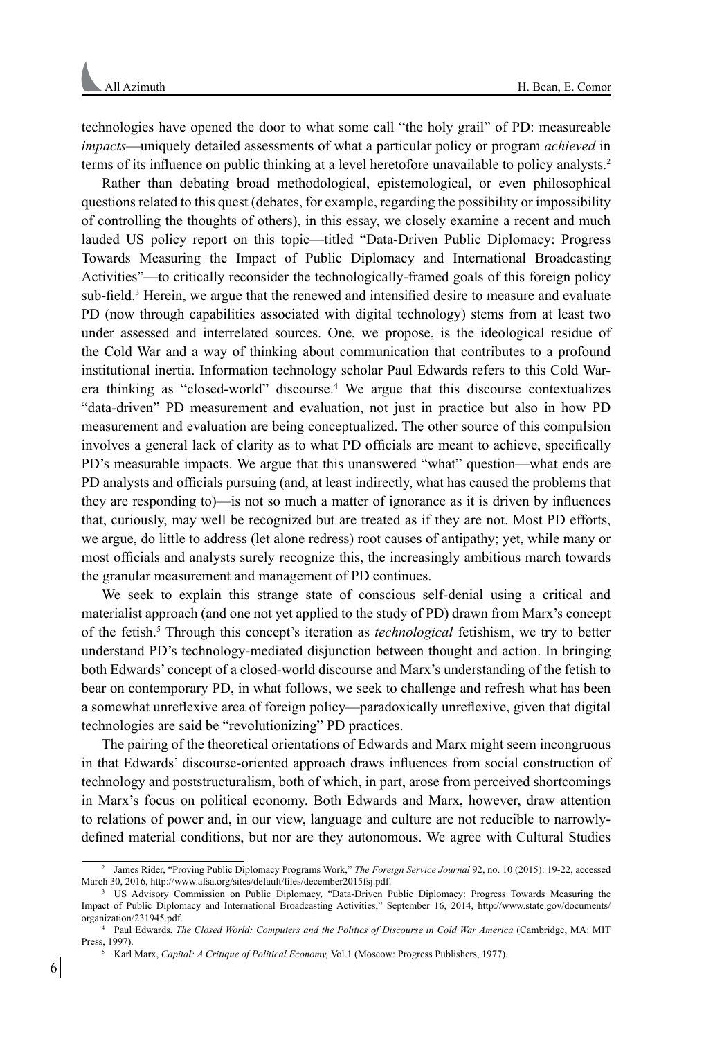technologies have opened the door to what some call "the holy grail" of PD: measureable *impacts*—uniquely detailed assessments of what a particular policy or program *achieved* in terms of its influence on public thinking at a level heretofore unavailable to policy analysts.[2]

Rather than debating broad methodological, epistemological, or even philosophical questions related to this quest (debates, for example, regarding the possibility or impossibility of controlling the thoughts of others), in this essay, we closely examine a recent and much lauded US policy report on this topic—titled "Data-Driven Public Diplomacy: Progress Towards Measuring the Impact of Public Diplomacy and International Broadcasting Activities"—to critically reconsider the technologically-framed goals of this foreign policy sub-field.[3] Herein, we argue that the renewed and intensified desire to measure and evaluate PD (now through capabilities associated with digital technology) stems from at least two under assessed and interrelated sources. One, we propose, is the ideological residue of the Cold War and a way of thinking about communication that contributes to a profound institutional inertia. Information technology scholar Paul Edwards refers to this Cold War-era thinking as "closed-world" discourse.[4] We argue that this discourse contextualizes "data-driven" PD measurement and evaluation, not just in practice but also in how PD measurement and evaluation are being conceptualized. The other source of this compulsion involves a general lack of clarity as to what PD officials are meant to achieve, specifically PD's measurable impacts. We argue that this unanswered "what" question—what ends are PD analysts and officials pursuing (and, at least indirectly, what has caused the problems that they are responding to)—is not so much a matter of ignorance as it is driven by influences that, curiously, may well be recognized but are treated as if they are not. Most PD efforts, we argue, do little to address (let alone redress) root causes of antipathy; yet, while many or most officials and analysts surely recognize this, the increasingly ambitious march towards the granular measurement and management of PD continues.

We seek to explain this strange state of conscious self-denial using a critical and materialist approach (and one not yet applied to the study of PD) drawn from Marx's concept of the fetish.[5] Through this concept's iteration as *technological* fetishism, we try to better understand PD's technology-mediated disjunction between thought and action. In bringing both Edwards' concept of a closed-world discourse and Marx's understanding of the fetish to bear on contemporary PD, in what follows, we seek to challenge and refresh what has been a somewhat unreflexive area of foreign policy—paradoxically unreflexive, given that digital technologies are said be "revolutionizing" PD practices.

The pairing of the theoretical orientations of Edwards and Marx might seem incongruous in that Edwards' discourse-oriented approach draws influences from social construction of technology and poststructuralism, both of which, in part, arose from perceived shortcomings in Marx's focus on political economy. Both Edwards and Marx, however, draw attention to relations of power and, in our view, language and culture are not reducible to narrowly-defined material conditions, but nor are they autonomous. We agree with Cultural Studies

---

[2] James Rider, "Proving Public Diplomacy Programs Work," *The Foreign Service Journal* 92, no. 10 (2015): 19-22, accessed March 30, 2016, http://www.afsa.org/sites/default/files/december2015fsj.pdf.

[3] US Advisory Commission on Public Diplomacy, "Data-Driven Public Diplomacy: Progress Towards Measuring the Impact of Public Diplomacy and International Broadcasting Activities," September 16, 2014, http://www.state.gov/documents/organization/231945.pdf.

[4] Paul Edwards, *The Closed World: Computers and the Politics of Discourse in Cold War America* (Cambridge, MA: MIT Press, 1997).

[5] Karl Marx, *Capital: A Critique of Political Economy,* Vol.1 (Moscow: Progress Publishers, 1977).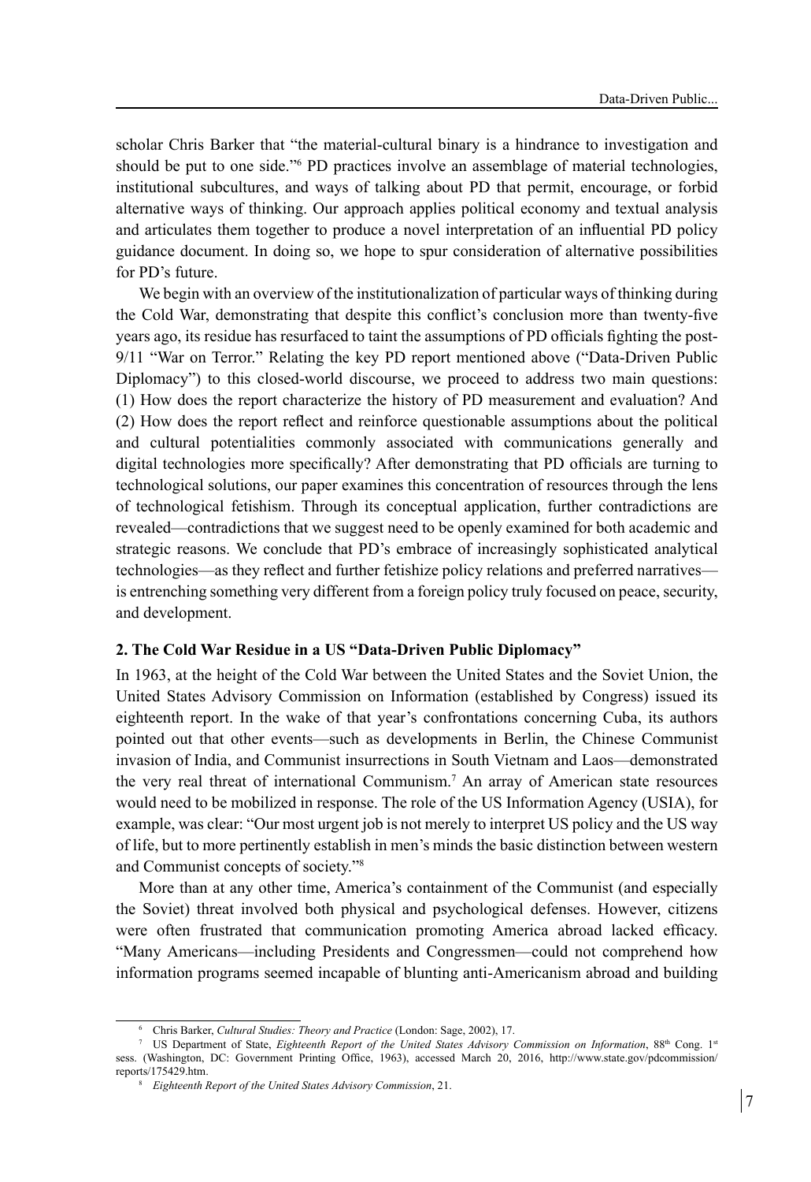scholar Chris Barker that "the material-cultural binary is a hindrance to investigation and should be put to one side."[6] PD practices involve an assemblage of material technologies, institutional subcultures, and ways of talking about PD that permit, encourage, or forbid alternative ways of thinking. Our approach applies political economy and textual analysis and articulates them together to produce a novel interpretation of an influential PD policy guidance document. In doing so, we hope to spur consideration of alternative possibilities for PD's future.

We begin with an overview of the institutionalization of particular ways of thinking during the Cold War, demonstrating that despite this conflict's conclusion more than twenty-five years ago, its residue has resurfaced to taint the assumptions of PD officials fighting the post-9/11 "War on Terror." Relating the key PD report mentioned above ("Data-Driven Public Diplomacy") to this closed-world discourse, we proceed to address two main questions: (1) How does the report characterize the history of PD measurement and evaluation? And (2) How does the report reflect and reinforce questionable assumptions about the political and cultural potentialities commonly associated with communications generally and digital technologies more specifically? After demonstrating that PD officials are turning to technological solutions, our paper examines this concentration of resources through the lens of technological fetishism. Through its conceptual application, further contradictions are revealed—contradictions that we suggest need to be openly examined for both academic and strategic reasons. We conclude that PD's embrace of increasingly sophisticated analytical technologies—as they reflect and further fetishize policy relations and preferred narratives—is entrenching something very different from a foreign policy truly focused on peace, security, and development.

## 2. The Cold War Residue in a US "Data-Driven Public Diplomacy"

In 1963, at the height of the Cold War between the United States and the Soviet Union, the United States Advisory Commission on Information (established by Congress) issued its eighteenth report. In the wake of that year's confrontations concerning Cuba, its authors pointed out that other events—such as developments in Berlin, the Chinese Communist invasion of India, and Communist insurrections in South Vietnam and Laos—demonstrated the very real threat of international Communism.[7] An array of American state resources would need to be mobilized in response. The role of the US Information Agency (USIA), for example, was clear: "Our most urgent job is not merely to interpret US policy and the US way of life, but to more pertinently establish in men's minds the basic distinction between western and Communist concepts of society."[8]

More than at any other time, America's containment of the Communist (and especially the Soviet) threat involved both physical and psychological defenses. However, citizens were often frustrated that communication promoting America abroad lacked efficacy. "Many Americans—including Presidents and Congressmen—could not comprehend how information programs seemed incapable of blunting anti-Americanism abroad and building

---

[6] Chris Barker, *Cultural Studies: Theory and Practice* (London: Sage, 2002), 17.

[7] US Department of State, *Eighteenth Report of the United States Advisory Commission on Information*, 88th Cong. 1st sess. (Washington, DC: Government Printing Office, 1963), accessed March 20, 2016, http://www.state.gov/pdcommission/reports/175429.htm.

[8] *Eighteenth Report of the United States Advisory Commission*, 21.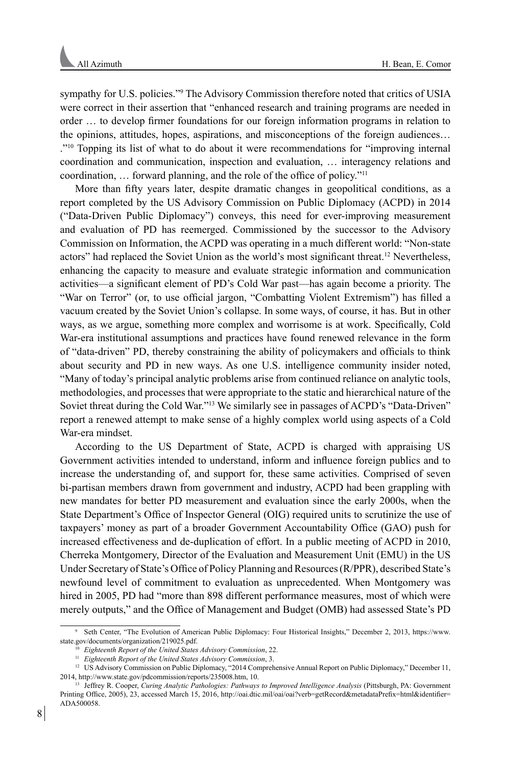sympathy for U.S. policies."[9] The Advisory Commission therefore noted that critics of USIA were correct in their assertion that "enhanced research and training programs are needed in order … to develop firmer foundations for our foreign information programs in relation to the opinions, attitudes, hopes, aspirations, and misconceptions of the foreign audiences… ."[10] Topping its list of what to do about it were recommendations for "improving internal coordination and communication, inspection and evaluation, … interagency relations and coordination, … forward planning, and the role of the office of policy."[11]

More than fifty years later, despite dramatic changes in geopolitical conditions, as a report completed by the US Advisory Commission on Public Diplomacy (ACPD) in 2014 ("Data-Driven Public Diplomacy") conveys, this need for ever-improving measurement and evaluation of PD has reemerged. Commissioned by the successor to the Advisory Commission on Information, the ACPD was operating in a much different world: "Non-state actors" had replaced the Soviet Union as the world's most significant threat.[12] Nevertheless, enhancing the capacity to measure and evaluate strategic information and communication activities—a significant element of PD's Cold War past—has again become a priority. The "War on Terror" (or, to use official jargon, "Combatting Violent Extremism") has filled a vacuum created by the Soviet Union's collapse. In some ways, of course, it has. But in other ways, as we argue, something more complex and worrisome is at work. Specifically, Cold War-era institutional assumptions and practices have found renewed relevance in the form of "data-driven" PD, thereby constraining the ability of policymakers and officials to think about security and PD in new ways. As one U.S. intelligence community insider noted, "Many of today's principal analytic problems arise from continued reliance on analytic tools, methodologies, and processes that were appropriate to the static and hierarchical nature of the Soviet threat during the Cold War."[13] We similarly see in passages of ACPD's "Data-Driven" report a renewed attempt to make sense of a highly complex world using aspects of a Cold War-era mindset.

According to the US Department of State, ACPD is charged with appraising US Government activities intended to understand, inform and influence foreign publics and to increase the understanding of, and support for, these same activities. Comprised of seven bi-partisan members drawn from government and industry, ACPD had been grappling with new mandates for better PD measurement and evaluation since the early 2000s, when the State Department's Office of Inspector General (OIG) required units to scrutinize the use of taxpayers' money as part of a broader Government Accountability Office (GAO) push for increased effectiveness and de-duplication of effort. In a public meeting of ACPD in 2010, Cherreka Montgomery, Director of the Evaluation and Measurement Unit (EMU) in the US Under Secretary of State's Office of Policy Planning and Resources (R/PPR), described State's newfound level of commitment to evaluation as unprecedented. When Montgomery was hired in 2005, PD had "more than 898 different performance measures, most of which were merely outputs," and the Office of Management and Budget (OMB) had assessed State's PD

---

[9] Seth Center, "The Evolution of American Public Diplomacy: Four Historical Insights," December 2, 2013, https://www.state.gov/documents/organization/219025.pdf.

[10] *Eighteenth Report of the United States Advisory Commission*, 22.

[11] *Eighteenth Report of the United States Advisory Commission*, 3.

[12] US Advisory Commission on Public Diplomacy, "2014 Comprehensive Annual Report on Public Diplomacy," December 11, 2014, http://www.state.gov/pdcommission/reports/235008.htm, 10.

[13] Jeffrey R. Cooper, *Curing Analytic Pathologies: Pathways to Improved Intelligence Analysis* (Pittsburgh, PA: Government Printing Office, 2005), 23, accessed March 15, 2016, http://oai.dtic.mil/oai/oai?verb=getRecord&metadataPrefix=html&identifier=ADA500058.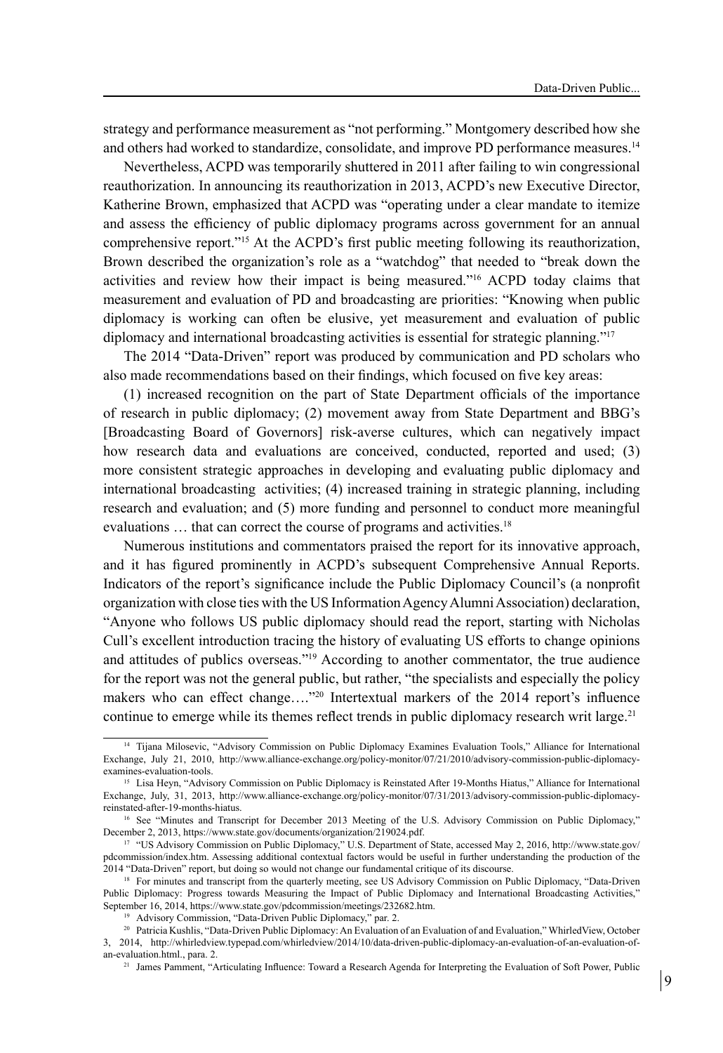strategy and performance measurement as "not performing." Montgomery described how she and others had worked to standardize, consolidate, and improve PD performance measures.[14]

Nevertheless, ACPD was temporarily shuttered in 2011 after failing to win congressional reauthorization. In announcing its reauthorization in 2013, ACPD's new Executive Director, Katherine Brown, emphasized that ACPD was "operating under a clear mandate to itemize and assess the efficiency of public diplomacy programs across government for an annual comprehensive report."[15] At the ACPD's first public meeting following its reauthorization, Brown described the organization's role as a "watchdog" that needed to "break down the activities and review how their impact is being measured."[16] ACPD today claims that measurement and evaluation of PD and broadcasting are priorities: "Knowing when public diplomacy is working can often be elusive, yet measurement and evaluation of public diplomacy and international broadcasting activities is essential for strategic planning."[17]

The 2014 "Data-Driven" report was produced by communication and PD scholars who also made recommendations based on their findings, which focused on five key areas:

(1) increased recognition on the part of State Department officials of the importance of research in public diplomacy; (2) movement away from State Department and BBG's [Broadcasting Board of Governors] risk-averse cultures, which can negatively impact how research data and evaluations are conceived, conducted, reported and used; (3) more consistent strategic approaches in developing and evaluating public diplomacy and international broadcasting activities; (4) increased training in strategic planning, including research and evaluation; and (5) more funding and personnel to conduct more meaningful evaluations … that can correct the course of programs and activities.[18]

Numerous institutions and commentators praised the report for its innovative approach, and it has figured prominently in ACPD's subsequent Comprehensive Annual Reports. Indicators of the report's significance include the Public Diplomacy Council's (a nonprofit organization with close ties with the US Information Agency Alumni Association) declaration, "Anyone who follows US public diplomacy should read the report, starting with Nicholas Cull's excellent introduction tracing the history of evaluating US efforts to change opinions and attitudes of publics overseas."[19] According to another commentator, the true audience for the report was not the general public, but rather, "the specialists and especially the policy makers who can effect change…."[20] Intertextual markers of the 2014 report's influence continue to emerge while its themes reflect trends in public diplomacy research writ large.[21]

---

[14] Tijana Milosevic, "Advisory Commission on Public Diplomacy Examines Evaluation Tools," Alliance for International Exchange, July 21, 2010, http://www.alliance-exchange.org/policy-monitor/07/21/2010/advisory-commission-public-diplomacy-examines-evaluation-tools.

[15] Lisa Heyn, "Advisory Commission on Public Diplomacy is Reinstated After 19-Months Hiatus," Alliance for International Exchange, July, 31, 2013, http://www.alliance-exchange.org/policy-monitor/07/31/2013/advisory-commission-public-diplomacy-reinstated-after-19-months-hiatus.

[16] See "Minutes and Transcript for December 2013 Meeting of the U.S. Advisory Commission on Public Diplomacy," December 2, 2013, https://www.state.gov/documents/organization/219024.pdf.

[17] "US Advisory Commission on Public Diplomacy," U.S. Department of State, accessed May 2, 2016, http://www.state.gov/pdcommission/index.htm. Assessing additional contextual factors would be useful in further understanding the production of the 2014 "Data-Driven" report, but doing so would not change our fundamental critique of its discourse.

[18] For minutes and transcript from the quarterly meeting, see US Advisory Commission on Public Diplomacy, "Data-Driven Public Diplomacy: Progress towards Measuring the Impact of Public Diplomacy and International Broadcasting Activities," September 16, 2014, https://www.state.gov/pdcommission/meetings/232682.htm.

[19] Advisory Commission, "Data-Driven Public Diplomacy," par. 2.

[20] Patricia Kushlis, "Data-Driven Public Diplomacy: An Evaluation of an Evaluation of and Evaluation," WhirledView, October 3, 2014, http://whirledview.typepad.com/whirledview/2014/10/data-driven-public-diplomacy-an-evaluation-of-an-evaluation-of-an-evaluation.html., para. 2.

[21] James Pamment, "Articulating Influence: Toward a Research Agenda for Interpreting the Evaluation of Soft Power, Public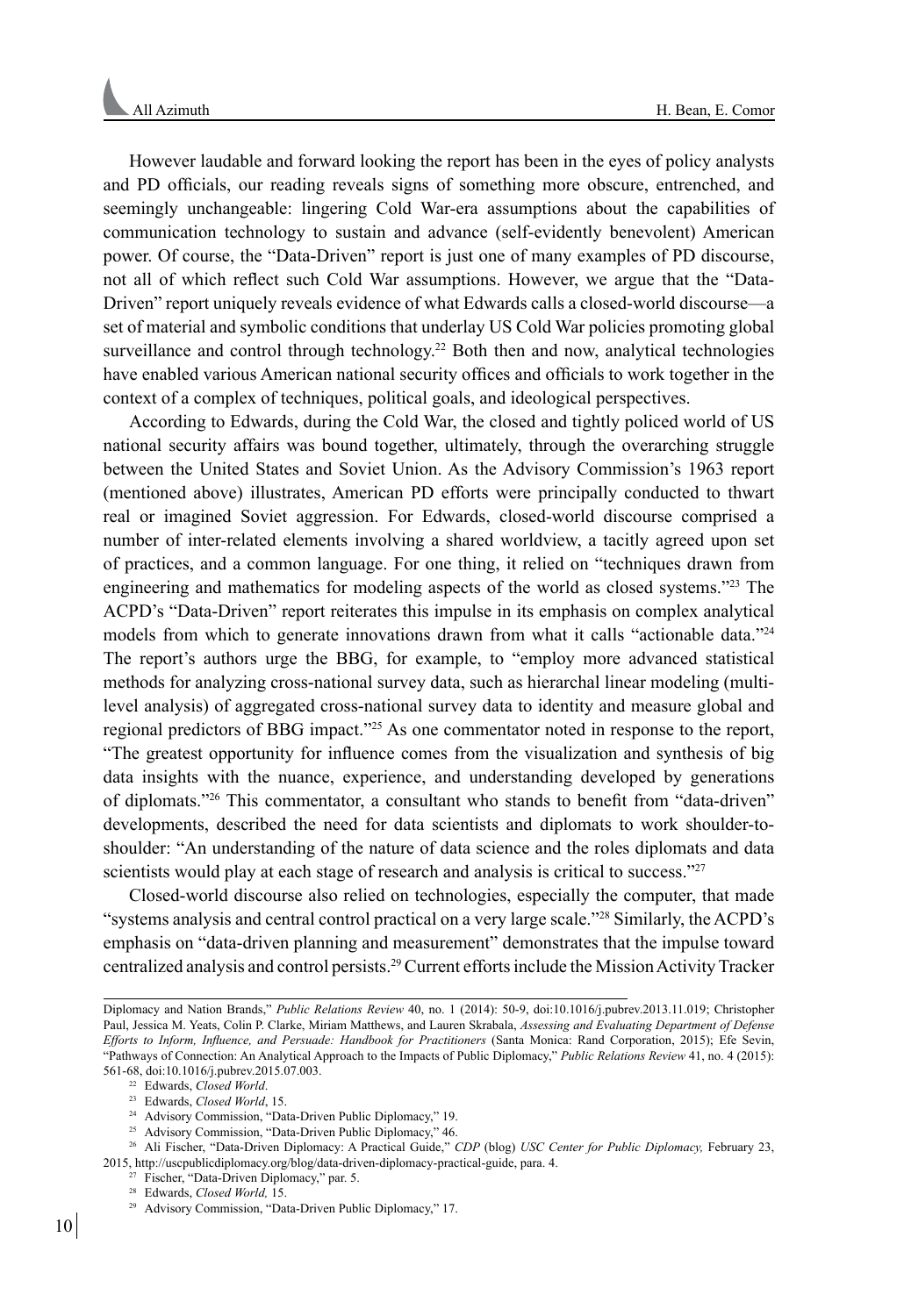However laudable and forward looking the report has been in the eyes of policy analysts and PD officials, our reading reveals signs of something more obscure, entrenched, and seemingly unchangeable: lingering Cold War-era assumptions about the capabilities of communication technology to sustain and advance (self-evidently benevolent) American power. Of course, the "Data-Driven" report is just one of many examples of PD discourse, not all of which reflect such Cold War assumptions. However, we argue that the "Data-Driven" report uniquely reveals evidence of what Edwards calls a closed-world discourse—a set of material and symbolic conditions that underlay US Cold War policies promoting global surveillance and control through technology.[22] Both then and now, analytical technologies have enabled various American national security offices and officials to work together in the context of a complex of techniques, political goals, and ideological perspectives.

According to Edwards, during the Cold War, the closed and tightly policed world of US national security affairs was bound together, ultimately, through the overarching struggle between the United States and Soviet Union. As the Advisory Commission's 1963 report (mentioned above) illustrates, American PD efforts were principally conducted to thwart real or imagined Soviet aggression. For Edwards, closed-world discourse comprised a number of inter-related elements involving a shared worldview, a tacitly agreed upon set of practices, and a common language. For one thing, it relied on "techniques drawn from engineering and mathematics for modeling aspects of the world as closed systems."[23] The ACPD's "Data-Driven" report reiterates this impulse in its emphasis on complex analytical models from which to generate innovations drawn from what it calls "actionable data."[24] The report's authors urge the BBG, for example, to "employ more advanced statistical methods for analyzing cross-national survey data, such as hierarchal linear modeling (multi-level analysis) of aggregated cross-national survey data to identity and measure global and regional predictors of BBG impact."[25] As one commentator noted in response to the report, "The greatest opportunity for influence comes from the visualization and synthesis of big data insights with the nuance, experience, and understanding developed by generations of diplomats."[26] This commentator, a consultant who stands to benefit from "data-driven" developments, described the need for data scientists and diplomats to work shoulder-to-shoulder: "An understanding of the nature of data science and the roles diplomats and data scientists would play at each stage of research and analysis is critical to success."[27]

Closed-world discourse also relied on technologies, especially the computer, that made "systems analysis and central control practical on a very large scale."[28] Similarly, the ACPD's emphasis on "data-driven planning and measurement" demonstrates that the impulse toward centralized analysis and control persists.[29] Current efforts include the Mission Activity Tracker

---

Diplomacy and Nation Brands," *Public Relations Review* 40, no. 1 (2014): 50-9, doi:10.1016/j.pubrev.2013.11.019; Christopher Paul, Jessica M. Yeats, Colin P. Clarke, Miriam Matthews, and Lauren Skrabala, *Assessing and Evaluating Department of Defense Efforts to Inform, Influence, and Persuade: Handbook for Practitioners* (Santa Monica: Rand Corporation, 2015); Efe Sevin, "Pathways of Connection: An Analytical Approach to the Impacts of Public Diplomacy," *Public Relations Review* 41, no. 4 (2015): 561-68, doi:10.1016/j.pubrev.2015.07.003.

22 Edwards, *Closed World*.

23 Edwards, *Closed World*, 15.

24 Advisory Commission, "Data-Driven Public Diplomacy," 19.

25 Advisory Commission, "Data-Driven Public Diplomacy," 46.

26 Ali Fischer, "Data-Driven Diplomacy: A Practical Guide," *CDP* (blog) *USC Center for Public Diplomacy,* February 23, 2015, http://uscpublicdiplomacy.org/blog/data-driven-diplomacy-practical-guide, para. 4.

27 Fischer, "Data-Driven Diplomacy," par. 5.

28 Edwards, *Closed World,* 15.

29 Advisory Commission, "Data-Driven Public Diplomacy," 17.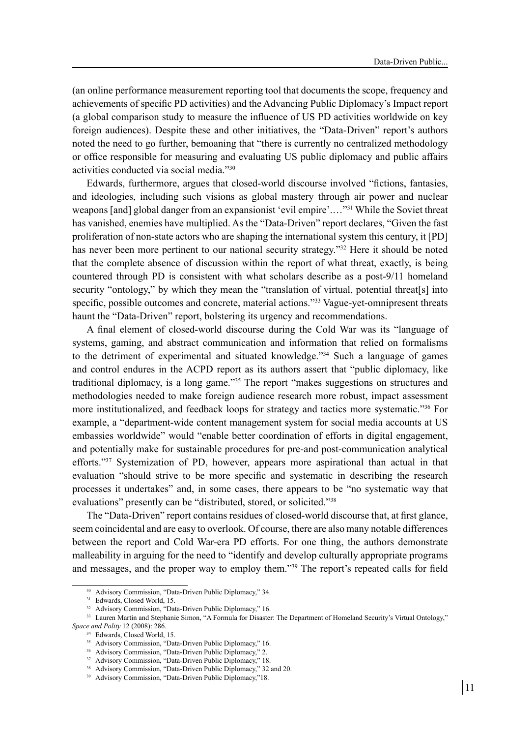(an online performance measurement reporting tool that documents the scope, frequency and achievements of specific PD activities) and the Advancing Public Diplomacy's Impact report (a global comparison study to measure the influence of US PD activities worldwide on key foreign audiences). Despite these and other initiatives, the "Data-Driven" report's authors noted the need to go further, bemoaning that "there is currently no centralized methodology or office responsible for measuring and evaluating US public diplomacy and public affairs activities conducted via social media."[30]

Edwards, furthermore, argues that closed-world discourse involved "fictions, fantasies, and ideologies, including such visions as global mastery through air power and nuclear weapons [and] global danger from an expansionist 'evil empire'.…"[31] While the Soviet threat has vanished, enemies have multiplied. As the "Data-Driven" report declares, "Given the fast proliferation of non-state actors who are shaping the international system this century, it [PD] has never been more pertinent to our national security strategy."[32] Here it should be noted that the complete absence of discussion within the report of what threat, exactly, is being countered through PD is consistent with what scholars describe as a post-9/11 homeland security "ontology," by which they mean the "translation of virtual, potential threat[s] into specific, possible outcomes and concrete, material actions."[33] Vague-yet-omnipresent threats haunt the "Data-Driven" report, bolstering its urgency and recommendations.

A final element of closed-world discourse during the Cold War was its "language of systems, gaming, and abstract communication and information that relied on formalisms to the detriment of experimental and situated knowledge."[34] Such a language of games and control endures in the ACPD report as its authors assert that "public diplomacy, like traditional diplomacy, is a long game."[35] The report "makes suggestions on structures and methodologies needed to make foreign audience research more robust, impact assessment more institutionalized, and feedback loops for strategy and tactics more systematic."[36] For example, a "department-wide content management system for social media accounts at US embassies worldwide" would "enable better coordination of efforts in digital engagement, and potentially make for sustainable procedures for pre-and post-communication analytical efforts."[37] Systemization of PD, however, appears more aspirational than actual in that evaluation "should strive to be more specific and systematic in describing the research processes it undertakes" and, in some cases, there appears to be "no systematic way that evaluations" presently can be "distributed, stored, or solicited."[38]

The "Data-Driven" report contains residues of closed-world discourse that, at first glance, seem coincidental and are easy to overlook. Of course, there are also many notable differences between the report and Cold War-era PD efforts. For one thing, the authors demonstrate malleability in arguing for the need to "identify and develop culturally appropriate programs and messages, and the proper way to employ them."[39] The report's repeated calls for field

[30] Advisory Commission, "Data-Driven Public Diplomacy," 34.

[31] Edwards, Closed World, 15.

[32] Advisory Commission, "Data-Driven Public Diplomacy," 16.

[33] Lauren Martin and Stephanie Simon, "A Formula for Disaster: The Department of Homeland Security's Virtual Ontology," *Space and Polity* 12 (2008): 286.

[34] Edwards, Closed World, 15.

[35] Advisory Commission, "Data-Driven Public Diplomacy," 16.

[36] Advisory Commission, "Data-Driven Public Diplomacy," 2.

[37] Advisory Commission, "Data-Driven Public Diplomacy," 18.

[38] Advisory Commission, "Data-Driven Public Diplomacy," 32 and 20.

[39] Advisory Commission, "Data-Driven Public Diplomacy,"18.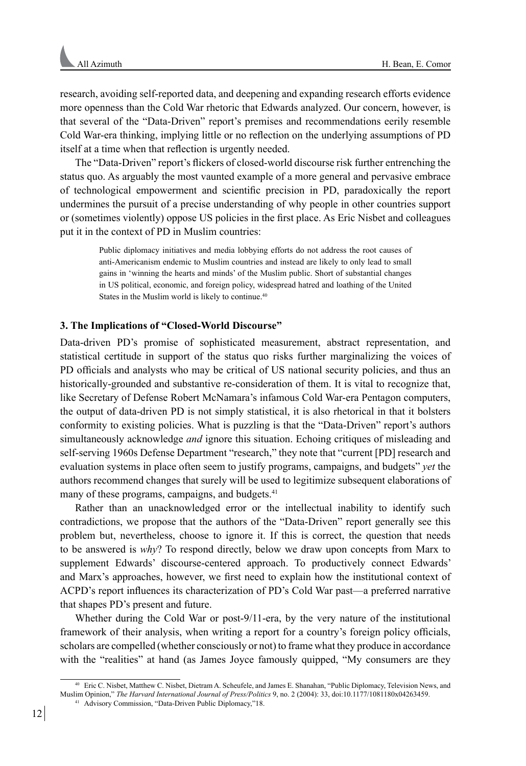research, avoiding self-reported data, and deepening and expanding research efforts evidence more openness than the Cold War rhetoric that Edwards analyzed. Our concern, however, is that several of the "Data-Driven" report's premises and recommendations eerily resemble Cold War-era thinking, implying little or no reflection on the underlying assumptions of PD itself at a time when that reflection is urgently needed.

The "Data-Driven" report's flickers of closed-world discourse risk further entrenching the status quo. As arguably the most vaunted example of a more general and pervasive embrace of technological empowerment and scientific precision in PD, paradoxically the report undermines the pursuit of a precise understanding of why people in other countries support or (sometimes violently) oppose US policies in the first place. As Eric Nisbet and colleagues put it in the context of PD in Muslim countries:

> Public diplomacy initiatives and media lobbying efforts do not address the root causes of anti-Americanism endemic to Muslim countries and instead are likely to only lead to small gains in 'winning the hearts and minds' of the Muslim public. Short of substantial changes in US political, economic, and foreign policy, widespread hatred and loathing of the United States in the Muslim world is likely to continue.[40]

### 3. The Implications of "Closed-World Discourse"

Data-driven PD's promise of sophisticated measurement, abstract representation, and statistical certitude in support of the status quo risks further marginalizing the voices of PD officials and analysts who may be critical of US national security policies, and thus an historically-grounded and substantive re-consideration of them. It is vital to recognize that, like Secretary of Defense Robert McNamara's infamous Cold War-era Pentagon computers, the output of data-driven PD is not simply statistical, it is also rhetorical in that it bolsters conformity to existing policies. What is puzzling is that the "Data-Driven" report's authors simultaneously acknowledge *and* ignore this situation. Echoing critiques of misleading and self-serving 1960s Defense Department "research," they note that "current [PD] research and evaluation systems in place often seem to justify programs, campaigns, and budgets" *yet* the authors recommend changes that surely will be used to legitimize subsequent elaborations of many of these programs, campaigns, and budgets.[41]

Rather than an unacknowledged error or the intellectual inability to identify such contradictions, we propose that the authors of the "Data-Driven" report generally see this problem but, nevertheless, choose to ignore it. If this is correct, the question that needs to be answered is *why*? To respond directly, below we draw upon concepts from Marx to supplement Edwards' discourse-centered approach. To productively connect Edwards' and Marx's approaches, however, we first need to explain how the institutional context of ACPD's report influences its characterization of PD's Cold War past—a preferred narrative that shapes PD's present and future.

Whether during the Cold War or post-9/11-era, by the very nature of the institutional framework of their analysis, when writing a report for a country's foreign policy officials, scholars are compelled (whether consciously or not) to frame what they produce in accordance with the "realities" at hand (as James Joyce famously quipped, "My consumers are they

---

[40] Eric C. Nisbet, Matthew C. Nisbet, Dietram A. Scheufele, and James E. Shanahan, "Public Diplomacy, Television News, and Muslim Opinion," *The Harvard International Journal of Press/Politics* 9, no. 2 (2004): 33, doi:10.1177/1081180x04263459.

[41] Advisory Commission, "Data-Driven Public Diplomacy,"18.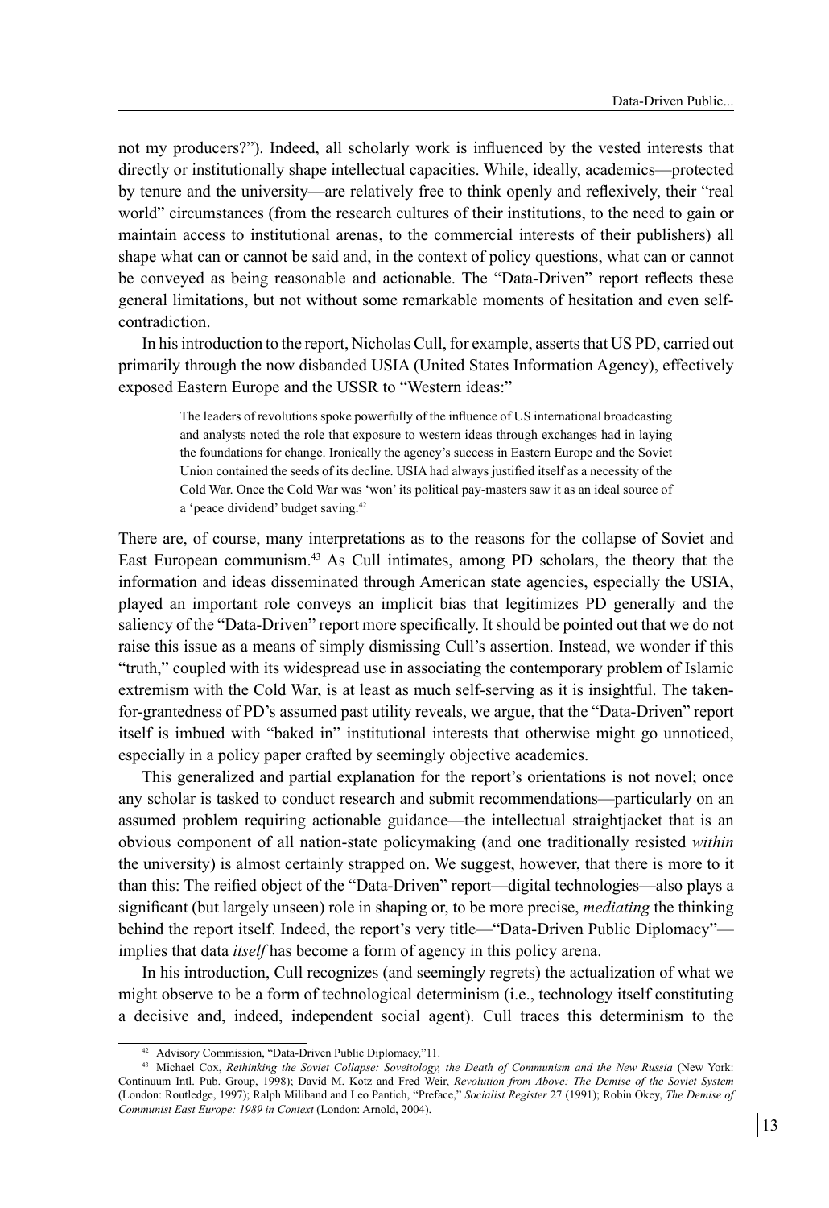not my producers?"). Indeed, all scholarly work is influenced by the vested interests that directly or institutionally shape intellectual capacities. While, ideally, academics—protected by tenure and the university—are relatively free to think openly and reflexively, their "real world" circumstances (from the research cultures of their institutions, to the need to gain or maintain access to institutional arenas, to the commercial interests of their publishers) all shape what can or cannot be said and, in the context of policy questions, what can or cannot be conveyed as being reasonable and actionable. The "Data-Driven" report reflects these general limitations, but not without some remarkable moments of hesitation and even self-contradiction.

In his introduction to the report, Nicholas Cull, for example, asserts that US PD, carried out primarily through the now disbanded USIA (United States Information Agency), effectively exposed Eastern Europe and the USSR to "Western ideas:"

> The leaders of revolutions spoke powerfully of the influence of US international broadcasting and analysts noted the role that exposure to western ideas through exchanges had in laying the foundations for change. Ironically the agency's success in Eastern Europe and the Soviet Union contained the seeds of its decline. USIA had always justified itself as a necessity of the Cold War. Once the Cold War was 'won' its political pay-masters saw it as an ideal source of a 'peace dividend' budget saving.[42]

There are, of course, many interpretations as to the reasons for the collapse of Soviet and East European communism.[43] As Cull intimates, among PD scholars, the theory that the information and ideas disseminated through American state agencies, especially the USIA, played an important role conveys an implicit bias that legitimizes PD generally and the saliency of the "Data-Driven" report more specifically. It should be pointed out that we do not raise this issue as a means of simply dismissing Cull's assertion. Instead, we wonder if this "truth," coupled with its widespread use in associating the contemporary problem of Islamic extremism with the Cold War, is at least as much self-serving as it is insightful. The taken-for-grantedness of PD's assumed past utility reveals, we argue, that the "Data-Driven" report itself is imbued with "baked in" institutional interests that otherwise might go unnoticed, especially in a policy paper crafted by seemingly objective academics.

This generalized and partial explanation for the report's orientations is not novel; once any scholar is tasked to conduct research and submit recommendations—particularly on an assumed problem requiring actionable guidance—the intellectual straightjacket that is an obvious component of all nation-state policymaking (and one traditionally resisted *within* the university) is almost certainly strapped on. We suggest, however, that there is more to it than this: The reified object of the "Data-Driven" report—digital technologies—also plays a significant (but largely unseen) role in shaping or, to be more precise, *mediating* the thinking behind the report itself. Indeed, the report's very title—"Data-Driven Public Diplomacy"—implies that data *itself* has become a form of agency in this policy arena.

In his introduction, Cull recognizes (and seemingly regrets) the actualization of what we might observe to be a form of technological determinism (i.e., technology itself constituting a decisive and, indeed, independent social agent). Cull traces this determinism to the

---

[42] Advisory Commission, "Data-Driven Public Diplomacy,"11.

[43] Michael Cox, *Rethinking the Soviet Collapse: Soveitology, the Death of Communism and the New Russia* (New York: Continuum Intl. Pub. Group, 1998); David M. Kotz and Fred Weir, *Revolution from Above: The Demise of the Soviet System* (London: Routledge, 1997); Ralph Miliband and Leo Pantich, "Preface," *Socialist Register* 27 (1991); Robin Okey, *The Demise of Communist East Europe: 1989 in Context* (London: Arnold, 2004).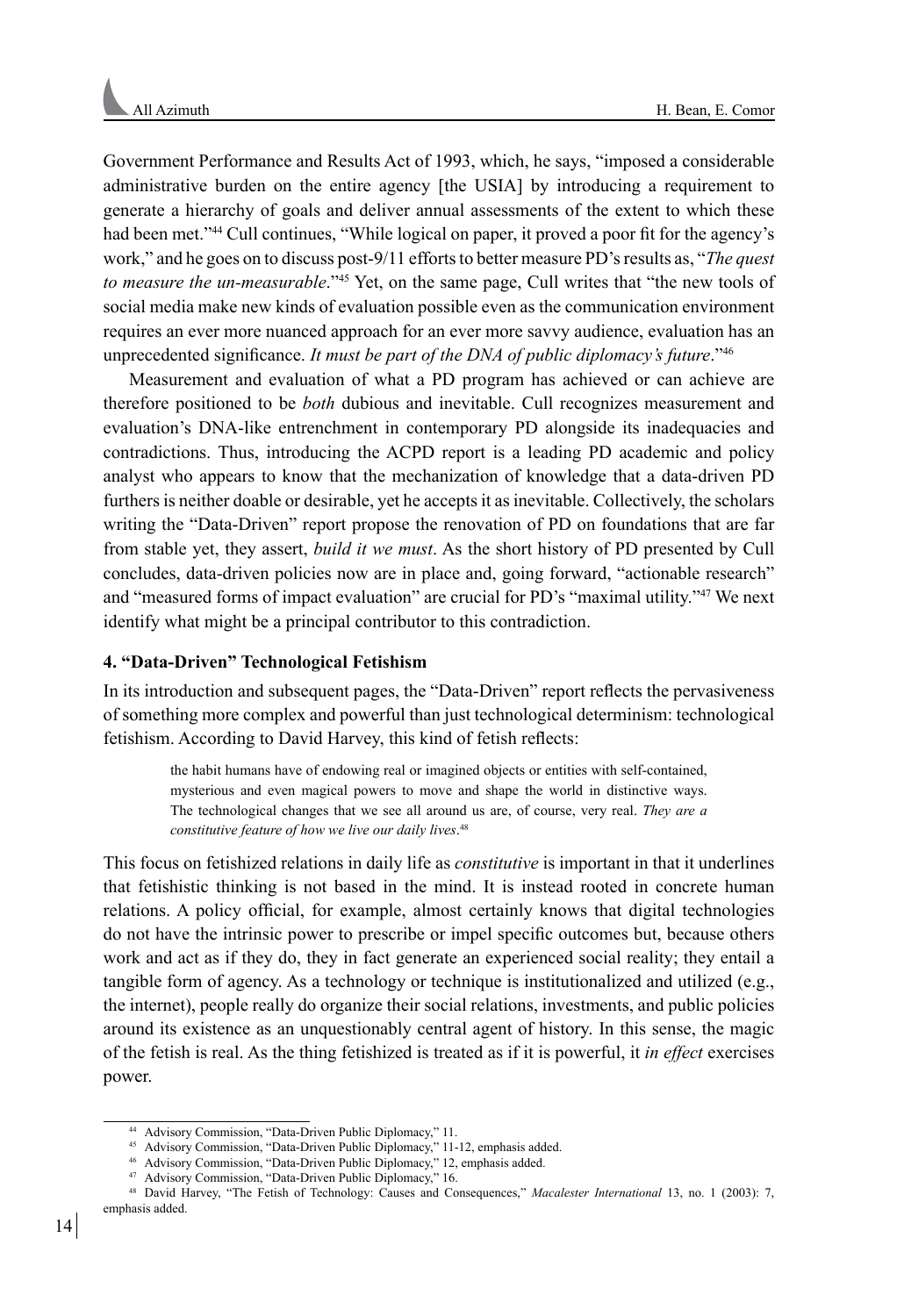Government Performance and Results Act of 1993, which, he says, "imposed a considerable administrative burden on the entire agency [the USIA] by introducing a requirement to generate a hierarchy of goals and deliver annual assessments of the extent to which these had been met."[44] Cull continues, "While logical on paper, it proved a poor fit for the agency's work," and he goes on to discuss post-9/11 efforts to better measure PD's results as, "*The quest to measure the un-measurable*."[45] Yet, on the same page, Cull writes that "the new tools of social media make new kinds of evaluation possible even as the communication environment requires an ever more nuanced approach for an ever more savvy audience, evaluation has an unprecedented significance. *It must be part of the DNA of public diplomacy's future*."[46]

Measurement and evaluation of what a PD program has achieved or can achieve are therefore positioned to be *both* dubious and inevitable. Cull recognizes measurement and evaluation's DNA-like entrenchment in contemporary PD alongside its inadequacies and contradictions. Thus, introducing the ACPD report is a leading PD academic and policy analyst who appears to know that the mechanization of knowledge that a data-driven PD furthers is neither doable or desirable, yet he accepts it as inevitable. Collectively, the scholars writing the "Data-Driven" report propose the renovation of PD on foundations that are far from stable yet, they assert, *build it we must*. As the short history of PD presented by Cull concludes, data-driven policies now are in place and, going forward, "actionable research" and "measured forms of impact evaluation" are crucial for PD's "maximal utility."[47] We next identify what might be a principal contributor to this contradiction.

## 4. "Data-Driven" Technological Fetishism

In its introduction and subsequent pages, the "Data-Driven" report reflects the pervasiveness of something more complex and powerful than just technological determinism: technological fetishism. According to David Harvey, this kind of fetish reflects:

> the habit humans have of endowing real or imagined objects or entities with self-contained, mysterious and even magical powers to move and shape the world in distinctive ways. The technological changes that we see all around us are, of course, very real. *They are a constitutive feature of how we live our daily lives*.[48]

This focus on fetishized relations in daily life as *constitutive* is important in that it underlines that fetishistic thinking is not based in the mind. It is instead rooted in concrete human relations. A policy official, for example, almost certainly knows that digital technologies do not have the intrinsic power to prescribe or impel specific outcomes but, because others work and act as if they do, they in fact generate an experienced social reality; they entail a tangible form of agency. As a technology or technique is institutionalized and utilized (e.g., the internet), people really do organize their social relations, investments, and public policies around its existence as an unquestionably central agent of history. In this sense, the magic of the fetish is real. As the thing fetishized is treated as if it is powerful, it *in effect* exercises power.

---

[44] Advisory Commission, "Data-Driven Public Diplomacy," 11.

[45] Advisory Commission, "Data-Driven Public Diplomacy," 11-12, emphasis added.

[46] Advisory Commission, "Data-Driven Public Diplomacy," 12, emphasis added.

[47] Advisory Commission, "Data-Driven Public Diplomacy," 16.

[48] David Harvey, "The Fetish of Technology: Causes and Consequences," *Macalester International* 13, no. 1 (2003): 7, emphasis added.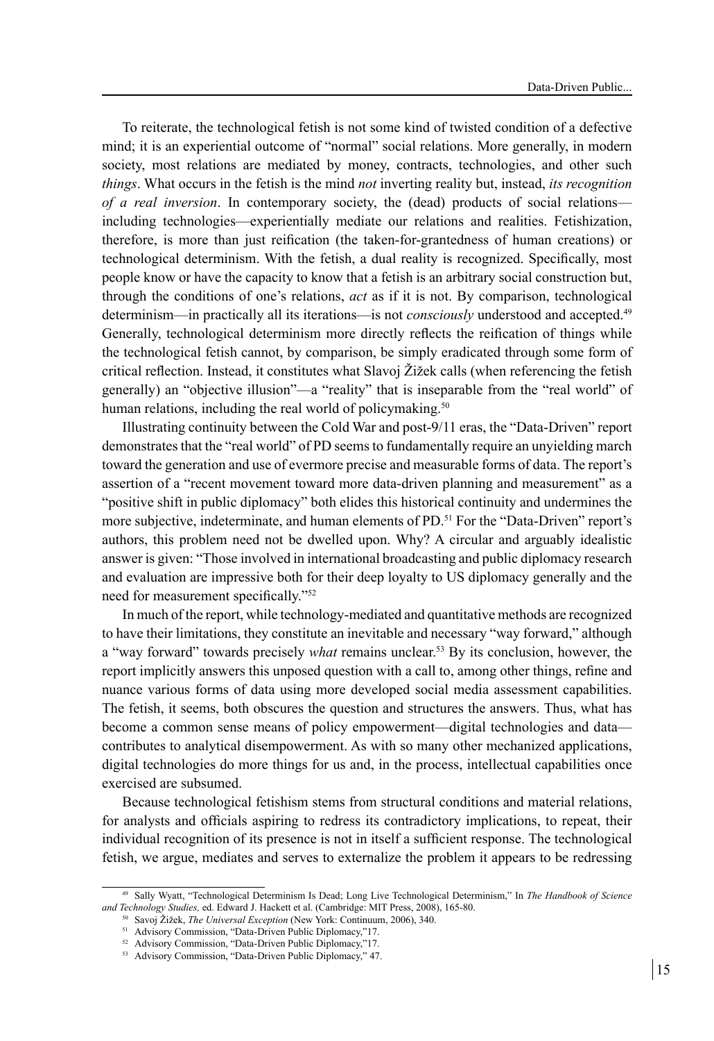To reiterate, the technological fetish is not some kind of twisted condition of a defective mind; it is an experiential outcome of "normal" social relations. More generally, in modern society, most relations are mediated by money, contracts, technologies, and other such *things*. What occurs in the fetish is the mind *not* inverting reality but, instead, *its recognition of a real inversion*. In contemporary society, the (dead) products of social relations—including technologies—experientially mediate our relations and realities. Fetishization, therefore, is more than just reification (the taken-for-grantedness of human creations) or technological determinism. With the fetish, a dual reality is recognized. Specifically, most people know or have the capacity to know that a fetish is an arbitrary social construction but, through the conditions of one's relations, *act* as if it is not. By comparison, technological determinism—in practically all its iterations—is not *consciously* understood and accepted.[49] Generally, technological determinism more directly reflects the reification of things while the technological fetish cannot, by comparison, be simply eradicated through some form of critical reflection. Instead, it constitutes what Slavoj Žižek calls (when referencing the fetish generally) an "objective illusion"—a "reality" that is inseparable from the "real world" of human relations, including the real world of policymaking.[50]

Illustrating continuity between the Cold War and post-9/11 eras, the "Data-Driven" report demonstrates that the "real world" of PD seems to fundamentally require an unyielding march toward the generation and use of evermore precise and measurable forms of data. The report's assertion of a "recent movement toward more data-driven planning and measurement" as a "positive shift in public diplomacy" both elides this historical continuity and undermines the more subjective, indeterminate, and human elements of PD.[51] For the "Data-Driven" report's authors, this problem need not be dwelled upon. Why? A circular and arguably idealistic answer is given: "Those involved in international broadcasting and public diplomacy research and evaluation are impressive both for their deep loyalty to US diplomacy generally and the need for measurement specifically."[52]

In much of the report, while technology-mediated and quantitative methods are recognized to have their limitations, they constitute an inevitable and necessary "way forward," although a "way forward" towards precisely *what* remains unclear.[53] By its conclusion, however, the report implicitly answers this unposed question with a call to, among other things, refine and nuance various forms of data using more developed social media assessment capabilities. The fetish, it seems, both obscures the question and structures the answers. Thus, what has become a common sense means of policy empowerment—digital technologies and data—contributes to analytical disempowerment. As with so many other mechanized applications, digital technologies do more things for us and, in the process, intellectual capabilities once exercised are subsumed.

Because technological fetishism stems from structural conditions and material relations, for analysts and officials aspiring to redress its contradictory implications, to repeat, their individual recognition of its presence is not in itself a sufficient response. The technological fetish, we argue, mediates and serves to externalize the problem it appears to be redressing

---

[49] Sally Wyatt, "Technological Determinism Is Dead; Long Live Technological Determinism," In *The Handbook of Science and Technology Studies,* ed. Edward J. Hackett et al. (Cambridge: MIT Press, 2008), 165-80.

[50] Savoj Žižek, *The Universal Exception* (New York: Continuum, 2006), 340.

[51] Advisory Commission, "Data-Driven Public Diplomacy,"17.

[52] Advisory Commission, "Data-Driven Public Diplomacy,"17.

[53] Advisory Commission, "Data-Driven Public Diplomacy," 47.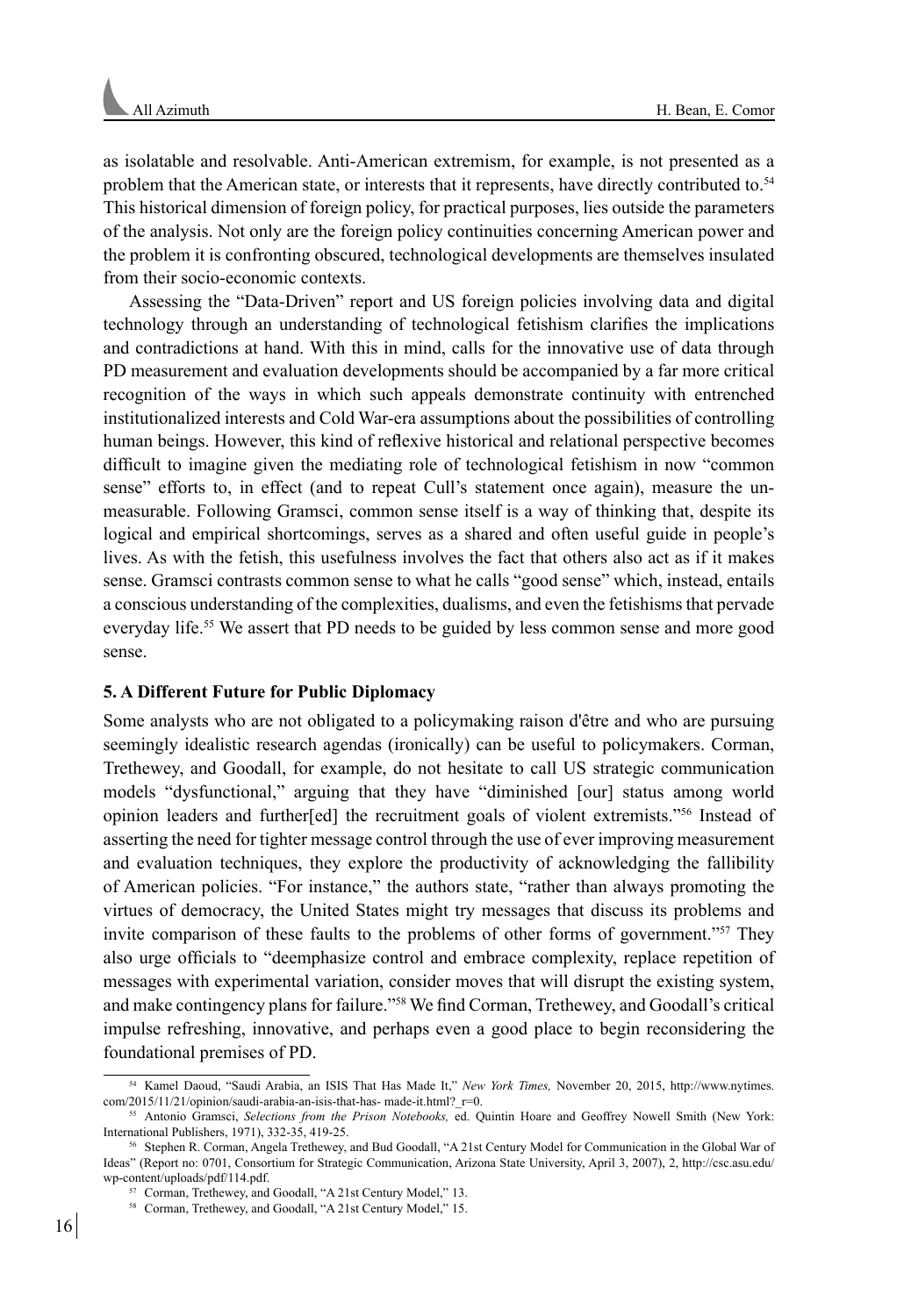as isolatable and resolvable. Anti-American extremism, for example, is not presented as a problem that the American state, or interests that it represents, have directly contributed to.[54] This historical dimension of foreign policy, for practical purposes, lies outside the parameters of the analysis. Not only are the foreign policy continuities concerning American power and the problem it is confronting obscured, technological developments are themselves insulated from their socio-economic contexts.

Assessing the "Data-Driven" report and US foreign policies involving data and digital technology through an understanding of technological fetishism clarifies the implications and contradictions at hand. With this in mind, calls for the innovative use of data through PD measurement and evaluation developments should be accompanied by a far more critical recognition of the ways in which such appeals demonstrate continuity with entrenched institutionalized interests and Cold War-era assumptions about the possibilities of controlling human beings. However, this kind of reflexive historical and relational perspective becomes difficult to imagine given the mediating role of technological fetishism in now "common sense" efforts to, in effect (and to repeat Cull's statement once again), measure the un-measurable. Following Gramsci, common sense itself is a way of thinking that, despite its logical and empirical shortcomings, serves as a shared and often useful guide in people's lives. As with the fetish, this usefulness involves the fact that others also act as if it makes sense. Gramsci contrasts common sense to what he calls "good sense" which, instead, entails a conscious understanding of the complexities, dualisms, and even the fetishisms that pervade everyday life.[55] We assert that PD needs to be guided by less common sense and more good sense.

## 5. A Different Future for Public Diplomacy

Some analysts who are not obligated to a policymaking raison d'être and who are pursuing seemingly idealistic research agendas (ironically) can be useful to policymakers. Corman, Trethewey, and Goodall, for example, do not hesitate to call US strategic communication models "dysfunctional," arguing that they have "diminished [our] status among world opinion leaders and further[ed] the recruitment goals of violent extremists."[56] Instead of asserting the need for tighter message control through the use of ever improving measurement and evaluation techniques, they explore the productivity of acknowledging the fallibility of American policies. "For instance," the authors state, "rather than always promoting the virtues of democracy, the United States might try messages that discuss its problems and invite comparison of these faults to the problems of other forms of government."[57] They also urge officials to "deemphasize control and embrace complexity, replace repetition of messages with experimental variation, consider moves that will disrupt the existing system, and make contingency plans for failure."[58] We find Corman, Trethewey, and Goodall's critical impulse refreshing, innovative, and perhaps even a good place to begin reconsidering the foundational premises of PD.

---

[54] Kamel Daoud, "Saudi Arabia, an ISIS That Has Made It," *New York Times,* November 20, 2015, http://www.nytimes.com/2015/11/21/opinion/saudi-arabia-an-isis-that-has- made-it.html?_r=0.

[55] Antonio Gramsci, *Selections from the Prison Notebooks,* ed. Quintin Hoare and Geoffrey Nowell Smith (New York: International Publishers, 1971), 332-35, 419-25.

[56] Stephen R. Corman, Angela Trethewey, and Bud Goodall, "A 21st Century Model for Communication in the Global War of Ideas" (Report no: 0701, Consortium for Strategic Communication, Arizona State University, April 3, 2007), 2, http://csc.asu.edu/wp-content/uploads/pdf/114.pdf.

[57] Corman, Trethewey, and Goodall, "A 21st Century Model," 13.

[58] Corman, Trethewey, and Goodall, "A 21st Century Model," 15.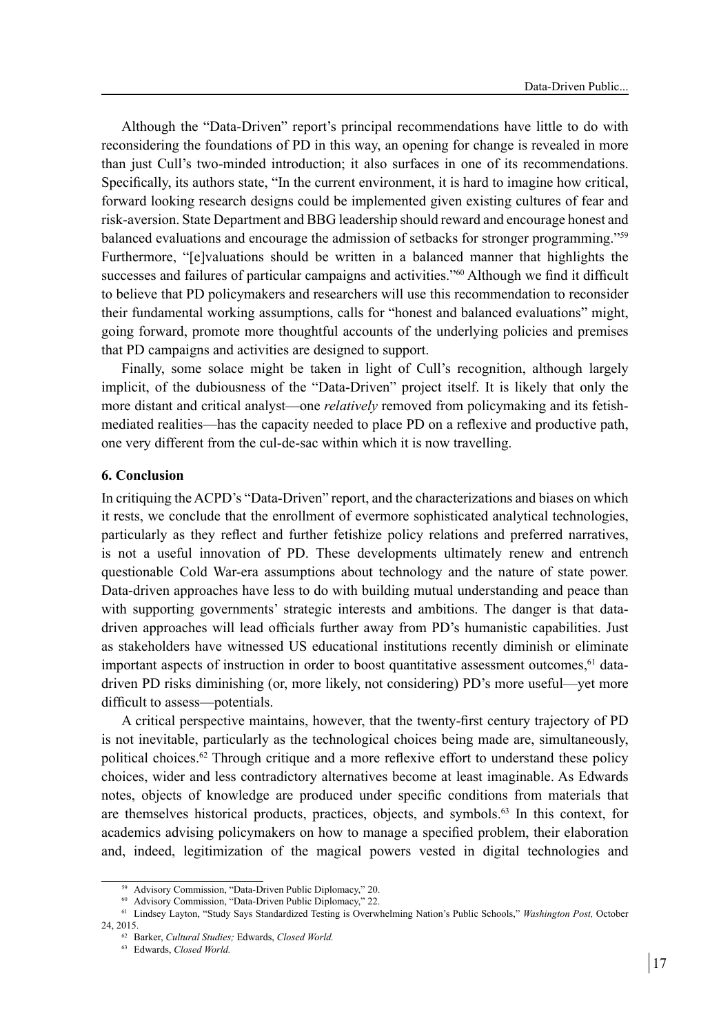Although the "Data-Driven" report's principal recommendations have little to do with reconsidering the foundations of PD in this way, an opening for change is revealed in more than just Cull's two-minded introduction; it also surfaces in one of its recommendations. Specifically, its authors state, "In the current environment, it is hard to imagine how critical, forward looking research designs could be implemented given existing cultures of fear and risk-aversion. State Department and BBG leadership should reward and encourage honest and balanced evaluations and encourage the admission of setbacks for stronger programming."[59] Furthermore, "[e]valuations should be written in a balanced manner that highlights the successes and failures of particular campaigns and activities."[60] Although we find it difficult to believe that PD policymakers and researchers will use this recommendation to reconsider their fundamental working assumptions, calls for "honest and balanced evaluations" might, going forward, promote more thoughtful accounts of the underlying policies and premises that PD campaigns and activities are designed to support.

Finally, some solace might be taken in light of Cull's recognition, although largely implicit, of the dubiousness of the "Data-Driven" project itself. It is likely that only the more distant and critical analyst—one *relatively* removed from policymaking and its fetish-mediated realities—has the capacity needed to place PD on a reflexive and productive path, one very different from the cul-de-sac within which it is now travelling.

### 6. Conclusion

In critiquing the ACPD's "Data-Driven" report, and the characterizations and biases on which it rests, we conclude that the enrollment of evermore sophisticated analytical technologies, particularly as they reflect and further fetishize policy relations and preferred narratives, is not a useful innovation of PD. These developments ultimately renew and entrench questionable Cold War-era assumptions about technology and the nature of state power. Data-driven approaches have less to do with building mutual understanding and peace than with supporting governments' strategic interests and ambitions. The danger is that data-driven approaches will lead officials further away from PD's humanistic capabilities. Just as stakeholders have witnessed US educational institutions recently diminish or eliminate important aspects of instruction in order to boost quantitative assessment outcomes,[61] data-driven PD risks diminishing (or, more likely, not considering) PD's more useful—yet more difficult to assess—potentials.

A critical perspective maintains, however, that the twenty-first century trajectory of PD is not inevitable, particularly as the technological choices being made are, simultaneously, political choices.[62] Through critique and a more reflexive effort to understand these policy choices, wider and less contradictory alternatives become at least imaginable. As Edwards notes, objects of knowledge are produced under specific conditions from materials that are themselves historical products, practices, objects, and symbols.[63] In this context, for academics advising policymakers on how to manage a specified problem, their elaboration and, indeed, legitimization of the magical powers vested in digital technologies and

---

[59] Advisory Commission, "Data-Driven Public Diplomacy," 20.

[60] Advisory Commission, "Data-Driven Public Diplomacy," 22.

[61] Lindsey Layton, "Study Says Standardized Testing is Overwhelming Nation's Public Schools," *Washington Post,* October 24, 2015.

[62] Barker, *Cultural Studies;* Edwards, *Closed World.*

[63] Edwards, *Closed World.*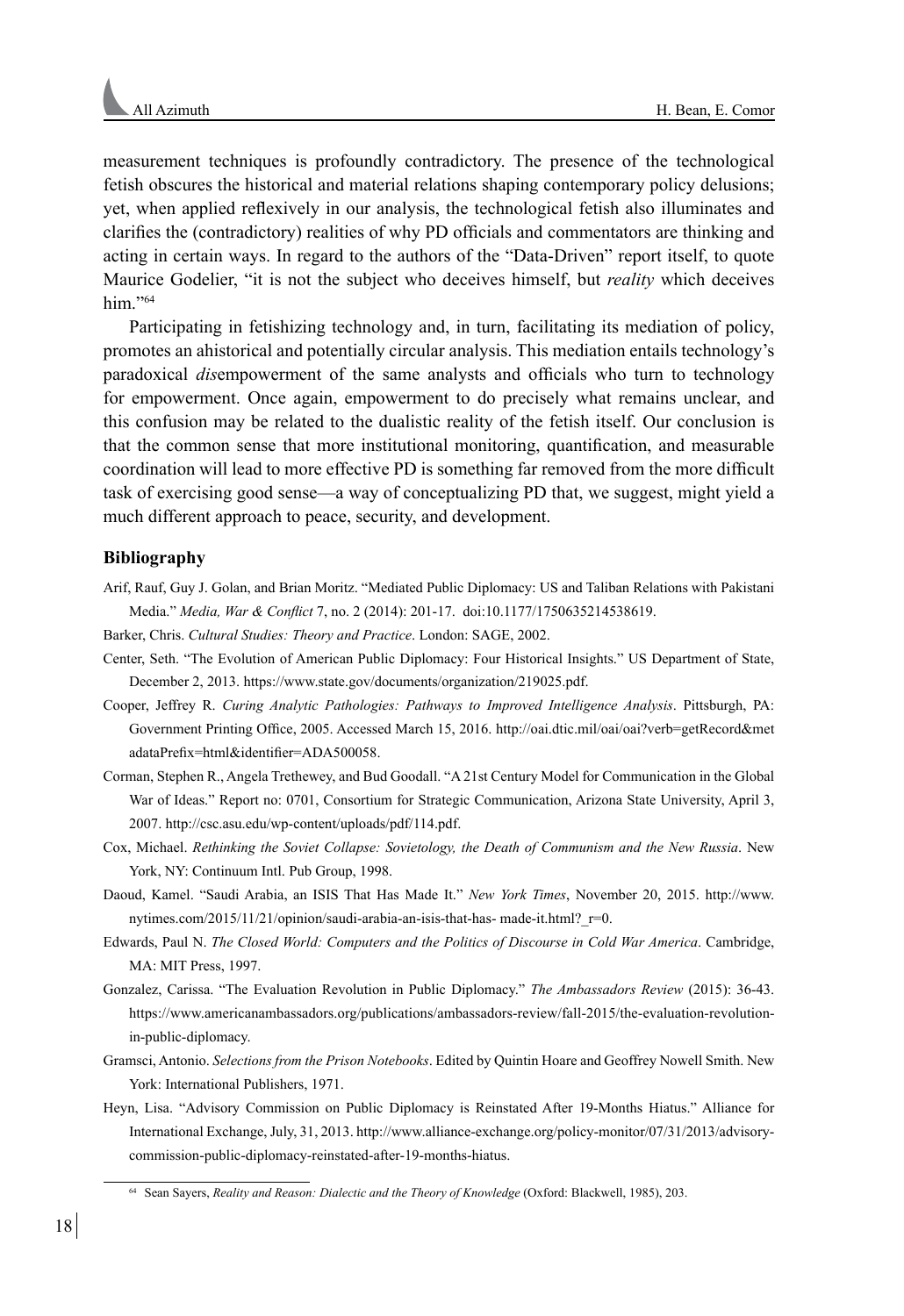measurement techniques is profoundly contradictory. The presence of the technological fetish obscures the historical and material relations shaping contemporary policy delusions; yet, when applied reflexively in our analysis, the technological fetish also illuminates and clarifies the (contradictory) realities of why PD officials and commentators are thinking and acting in certain ways. In regard to the authors of the "Data-Driven" report itself, to quote Maurice Godelier, "it is not the subject who deceives himself, but *reality* which deceives him."[64]

Participating in fetishizing technology and, in turn, facilitating its mediation of policy, promotes an ahistorical and potentially circular analysis. This mediation entails technology's paradoxical *dis*empowerment of the same analysts and officials who turn to technology for empowerment. Once again, empowerment to do precisely what remains unclear, and this confusion may be related to the dualistic reality of the fetish itself. Our conclusion is that the common sense that more institutional monitoring, quantification, and measurable coordination will lead to more effective PD is something far removed from the more difficult task of exercising good sense—a way of conceptualizing PD that, we suggest, might yield a much different approach to peace, security, and development.

## Bibliography

Arif, Rauf, Guy J. Golan, and Brian Moritz. "Mediated Public Diplomacy: US and Taliban Relations with Pakistani Media." *Media, War & Conflict* 7, no. 2 (2014): 201-17. doi:10.1177/1750635214538619.

Barker, Chris. *Cultural Studies: Theory and Practice*. London: SAGE, 2002.

Center, Seth. "The Evolution of American Public Diplomacy: Four Historical Insights." US Department of State, December 2, 2013. https://www.state.gov/documents/organization/219025.pdf.

Cooper, Jeffrey R. *Curing Analytic Pathologies: Pathways to Improved Intelligence Analysis*. Pittsburgh, PA: Government Printing Office, 2005. Accessed March 15, 2016. http://oai.dtic.mil/oai/oai?verb=getRecord&metadataPrefix=html&identifier=ADA500058.

Corman, Stephen R., Angela Trethewey, and Bud Goodall. "A 21st Century Model for Communication in the Global War of Ideas." Report no: 0701, Consortium for Strategic Communication, Arizona State University, April 3, 2007. http://csc.asu.edu/wp-content/uploads/pdf/114.pdf.

Cox, Michael. *Rethinking the Soviet Collapse: Sovietology, the Death of Communism and the New Russia*. New York, NY: Continuum Intl. Pub Group, 1998.

Daoud, Kamel. "Saudi Arabia, an ISIS That Has Made It." *New York Times*, November 20, 2015. http://www.nytimes.com/2015/11/21/opinion/saudi-arabia-an-isis-that-has- made-it.html?_r=0.

Edwards, Paul N. *The Closed World: Computers and the Politics of Discourse in Cold War America*. Cambridge, MA: MIT Press, 1997.

Gonzalez, Carissa. "The Evaluation Revolution in Public Diplomacy." *The Ambassadors Review* (2015): 36-43. https://www.americanambassadors.org/publications/ambassadors-review/fall-2015/the-evaluation-revolution-in-public-diplomacy.

Gramsci, Antonio. *Selections from the Prison Notebooks*. Edited by Quintin Hoare and Geoffrey Nowell Smith. New York: International Publishers, 1971.

Heyn, Lisa. "Advisory Commission on Public Diplomacy is Reinstated After 19-Months Hiatus." Alliance for International Exchange, July, 31, 2013. http://www.alliance-exchange.org/policy-monitor/07/31/2013/advisory-commission-public-diplomacy-reinstated-after-19-months-hiatus.

[64] Sean Sayers, *Reality and Reason: Dialectic and the Theory of Knowledge* (Oxford: Blackwell, 1985), 203.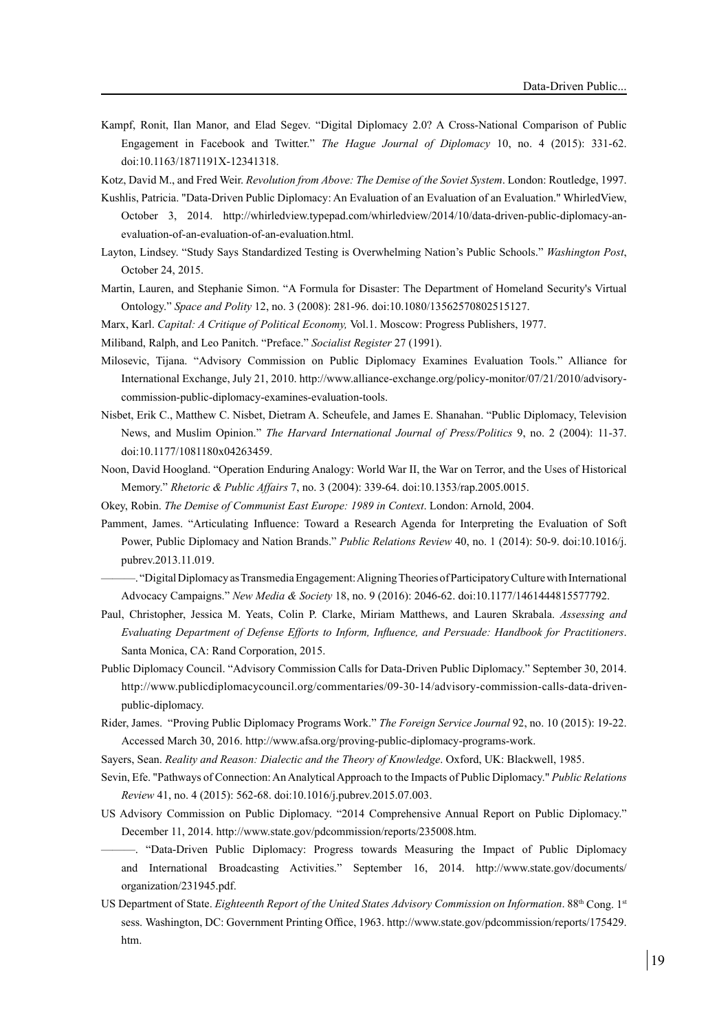Kampf, Ronit, Ilan Manor, and Elad Segev. "Digital Diplomacy 2.0? A Cross-National Comparison of Public Engagement in Facebook and Twitter." *The Hague Journal of Diplomacy* 10, no. 4 (2015): 331-62. doi:10.1163/1871191X-12341318.

Kotz, David M., and Fred Weir. *Revolution from Above: The Demise of the Soviet System*. London: Routledge, 1997.

Kushlis, Patricia. "Data-Driven Public Diplomacy: An Evaluation of an Evaluation of an Evaluation." WhirledView, October 3, 2014. http://whirledview.typepad.com/whirledview/2014/10/data-driven-public-diplomacy-an-evaluation-of-an-evaluation-of-an-evaluation.html.

Layton, Lindsey. "Study Says Standardized Testing is Overwhelming Nation's Public Schools." *Washington Post*, October 24, 2015.

Martin, Lauren, and Stephanie Simon. "A Formula for Disaster: The Department of Homeland Security's Virtual Ontology." *Space and Polity* 12, no. 3 (2008): 281-96. doi:10.1080/13562570802515127.

Marx, Karl. *Capital: A Critique of Political Economy,* Vol.1. Moscow: Progress Publishers, 1977.

Miliband, Ralph, and Leo Panitch. "Preface." *Socialist Register* 27 (1991).

Milosevic, Tijana. "Advisory Commission on Public Diplomacy Examines Evaluation Tools." Alliance for International Exchange, July 21, 2010. http://www.alliance-exchange.org/policy-monitor/07/21/2010/advisory-commission-public-diplomacy-examines-evaluation-tools.

Nisbet, Erik C., Matthew C. Nisbet, Dietram A. Scheufele, and James E. Shanahan. "Public Diplomacy, Television News, and Muslim Opinion." *The Harvard International Journal of Press/Politics* 9, no. 2 (2004): 11-37. doi:10.1177/1081180x04263459.

Noon, David Hoogland. "Operation Enduring Analogy: World War II, the War on Terror, and the Uses of Historical Memory." *Rhetoric & Public Affairs* 7, no. 3 (2004): 339-64. doi:10.1353/rap.2005.0015.

Okey, Robin. *The Demise of Communist East Europe: 1989 in Context*. London: Arnold, 2004.

Pamment, James. "Articulating Influence: Toward a Research Agenda for Interpreting the Evaluation of Soft Power, Public Diplomacy and Nation Brands." *Public Relations Review* 40, no. 1 (2014): 50-9. doi:10.1016/j.pubrev.2013.11.019.

———. "Digital Diplomacy as Transmedia Engagement: Aligning Theories of Participatory Culture with International Advocacy Campaigns." *New Media & Society* 18, no. 9 (2016): 2046-62. doi:10.1177/1461444815577792.

Paul, Christopher, Jessica M. Yeats, Colin P. Clarke, Miriam Matthews, and Lauren Skrabala. *Assessing and Evaluating Department of Defense Efforts to Inform, Influence, and Persuade: Handbook for Practitioners*. Santa Monica, CA: Rand Corporation, 2015.

Public Diplomacy Council. "Advisory Commission Calls for Data-Driven Public Diplomacy." September 30, 2014. http://www.publicdiplomacycouncil.org/commentaries/09-30-14/advisory-commission-calls-data-driven-public-diplomacy.

Rider, James. "Proving Public Diplomacy Programs Work." *The Foreign Service Journal* 92, no. 10 (2015): 19-22. Accessed March 30, 2016. http://www.afsa.org/proving-public-diplomacy-programs-work.

Sayers, Sean. *Reality and Reason: Dialectic and the Theory of Knowledge*. Oxford, UK: Blackwell, 1985.

Sevin, Efe. "Pathways of Connection: An Analytical Approach to the Impacts of Public Diplomacy." *Public Relations Review* 41, no. 4 (2015): 562-68. doi:10.1016/j.pubrev.2015.07.003.

US Advisory Commission on Public Diplomacy. "2014 Comprehensive Annual Report on Public Diplomacy." December 11, 2014. http://www.state.gov/pdcommission/reports/235008.htm.

———. "Data-Driven Public Diplomacy: Progress towards Measuring the Impact of Public Diplomacy and International Broadcasting Activities." September 16, 2014. http://www.state.gov/documents/organization/231945.pdf.

US Department of State. *Eighteenth Report of the United States Advisory Commission on Information*. 88th Cong. 1st sess. Washington, DC: Government Printing Office, 1963. http://www.state.gov/pdcommission/reports/175429.htm.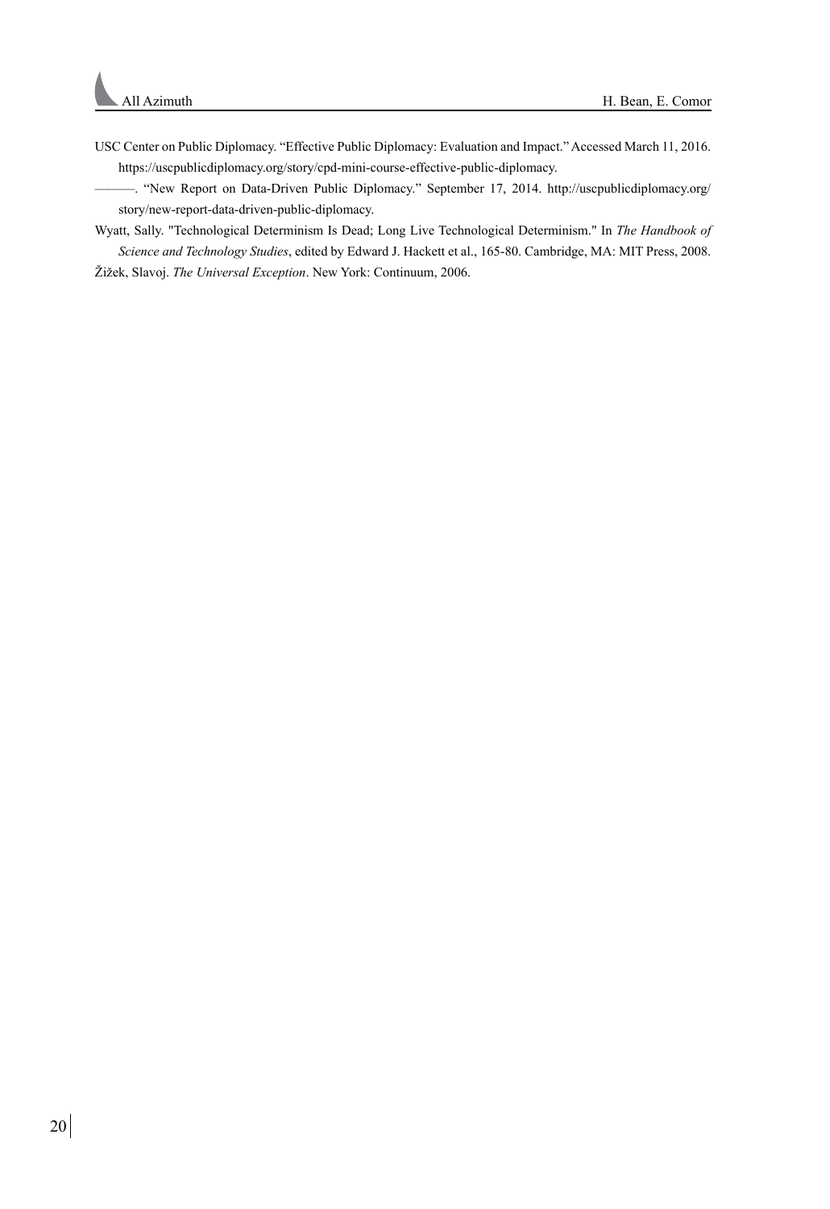USC Center on Public Diplomacy. "Effective Public Diplomacy: Evaluation and Impact." Accessed March 11, 2016. https://uscpublicdiplomacy.org/story/cpd-mini-course-effective-public-diplomacy.

———. "New Report on Data-Driven Public Diplomacy." September 17, 2014. http://uscpublicdiplomacy.org/story/new-report-data-driven-public-diplomacy.

Wyatt, Sally. "Technological Determinism Is Dead; Long Live Technological Determinism." In *The Handbook of Science and Technology Studies*, edited by Edward J. Hackett et al., 165-80. Cambridge, MA: MIT Press, 2008.

Žižek, Slavoj. *The Universal Exception*. New York: Continuum, 2006.